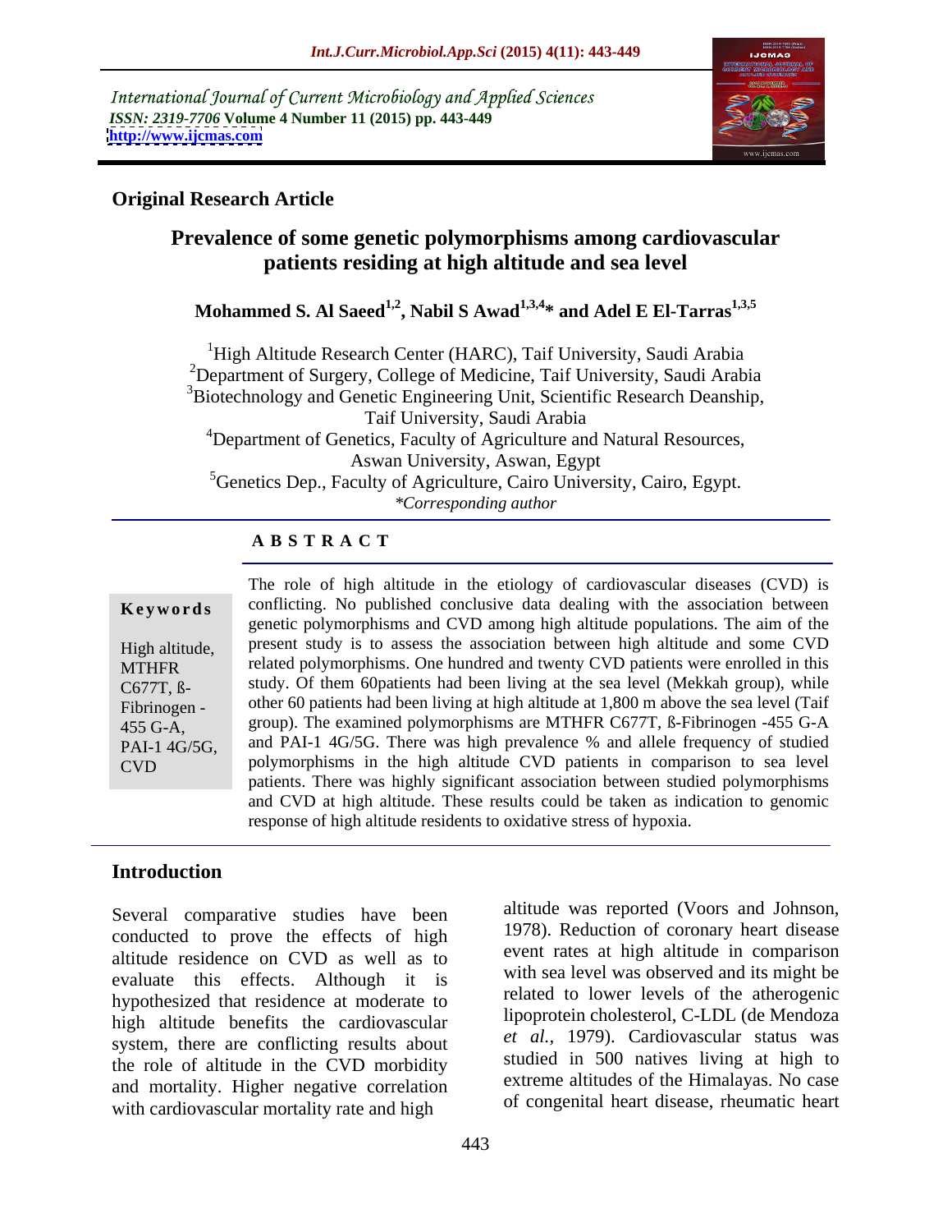International Journal of Current Microbiology and Applied Sciences
*ISSN: 2319-7706* **Volume 4 Number 11 (2015) pp. 443-449**
**http://www.ijcmas.com**

**Original Research Article**

# Prevalence of some genetic polymorphisms among cardiovascular patients residing at high altitude and sea level

**Mohammed S. Al Saeed[1,2], Nabil S Awad[1,3,4]* and Adel E El-Tarras[1,3,5]**

[1]High Altitude Research Center (HARC), Taif University, Saudi Arabia
[2]Department of Surgery, College of Medicine, Taif University, Saudi Arabia
[3]Biotechnology and Genetic Engineering Unit, Scientific Research Deanship, Taif University, Saudi Arabia
[4]Department of Genetics, Faculty of Agriculture and Natural Resources, Aswan University, Aswan, Egypt
[5]Genetics Dep., Faculty of Agriculture, Cairo University, Cairo, Egypt.
*\*Corresponding author*

## ABSTRACT

**Keywords**

High altitude, MTHFR C677T, ß-Fibrinogen -455 G-A, PAI-1 4G/5G, CVD

The role of high altitude in the etiology of cardiovascular diseases (CVD) is conflicting. No published conclusive data dealing with the association between genetic polymorphisms and CVD among high altitude populations. The aim of the present study is to assess the association between high altitude and some CVD related polymorphisms. One hundred and twenty CVD patients were enrolled in this study. Of them 60patients had been living at the sea level (Mekkah group), while other 60 patients had been living at high altitude at 1,800 m above the sea level (Taif group). The examined polymorphisms are MTHFR C677T, ß-Fibrinogen -455 G-A and PAI-1 4G/5G. There was high prevalence % and allele frequency of studied polymorphisms in the high altitude CVD patients in comparison to sea level patients. There was highly significant association between studied polymorphisms and CVD at high altitude. These results could be taken as indication to genomic response of high altitude residents to oxidative stress of hypoxia.

## Introduction

Several comparative studies have been conducted to prove the effects of high altitude residence on CVD as well as to evaluate this effects. Although it is hypothesized that residence at moderate to high altitude benefits the cardiovascular system, there are conflicting results about the role of altitude in the CVD morbidity and mortality. Higher negative correlation with cardiovascular mortality rate and high altitude was reported (Voors and Johnson, 1978). Reduction of coronary heart disease event rates at high altitude in comparison with sea level was observed and its might be related to lower levels of the atherogenic lipoprotein cholesterol, C-LDL (de Mendoza *et al.,* 1979). Cardiovascular status was studied in 500 natives living at high to extreme altitudes of the Himalayas. No case of congenital heart disease, rheumatic heart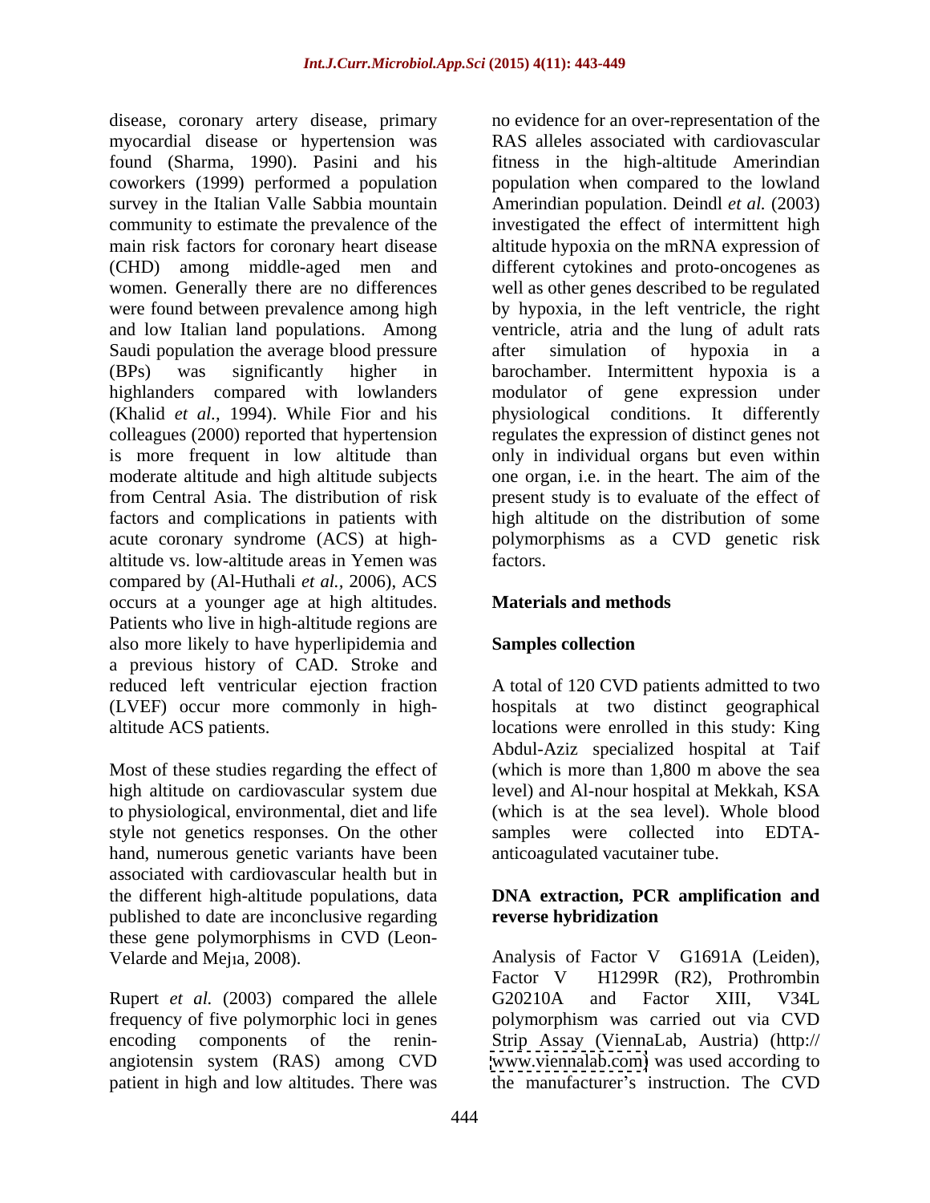disease, coronary artery disease, primary myocardial disease or hypertension was found (Sharma, 1990). Pasini and his coworkers (1999) performed a population survey in the Italian Valle Sabbia mountain community to estimate the prevalence of the main risk factors for coronary heart disease (CHD) among middle-aged men and women. Generally there are no differences were found between prevalence among high and low Italian land populations. Among Saudi population the average blood pressure (BPs) was significantly higher in highlanders compared with lowlanders (Khalid *et al.,* 1994). While Fior and his colleagues (2000) reported that hypertension is more frequent in low altitude than moderate altitude and high altitude subjects from Central Asia. The distribution of risk factors and complications in patients with acute coronary syndrome (ACS) at high-altitude vs. low-altitude areas in Yemen was compared by (Al-Huthali *et al.*, 2006), ACS occurs at a younger age at high altitudes. Patients who live in high-altitude regions are also more likely to have hyperlipidemia and a previous history of CAD. Stroke and reduced left ventricular ejection fraction (LVEF) occur more commonly in high-altitude ACS patients.

Most of these studies regarding the effect of high altitude on cardiovascular system due to physiological, environmental, diet and life style not genetics responses. On the other hand, numerous genetic variants have been associated with cardiovascular health but in the different high-altitude populations, data published to date are inconclusive regarding these gene polymorphisms in CVD (Leon-Velarde and Mejıa, 2008).

Rupert *et al.* (2003) compared the allele frequency of five polymorphic loci in genes encoding components of the renin-angiotensin system (RAS) among CVD patient in high and low altitudes. There was no evidence for an over-representation of the RAS alleles associated with cardiovascular fitness in the high-altitude Amerindian population when compared to the lowland Amerindian population. Deindl *et al.* (2003) investigated the effect of intermittent high altitude hypoxia on the mRNA expression of different cytokines and proto-oncogenes as well as other genes described to be regulated by hypoxia, in the left ventricle, the right ventricle, atria and the lung of adult rats after simulation of hypoxia in a barochamber. Intermittent hypoxia is a modulator of gene expression under physiological conditions. It differently regulates the expression of distinct genes not only in individual organs but even within one organ, i.e. in the heart. The aim of the present study is to evaluate of the effect of high altitude on the distribution of some polymorphisms as a CVD genetic risk factors.

## Materials and methods

### Samples collection

A total of 120 CVD patients admitted to two hospitals at two distinct geographical locations were enrolled in this study: King Abdul-Aziz specialized hospital at Taif (which is more than 1,800 m above the sea level) and Al-nour hospital at Mekkah, KSA (which is at the sea level). Whole blood samples were collected into EDTA-anticoagulated vacutainer tube.

### DNA extraction, PCR amplification and reverse hybridization

Analysis of Factor V G1691A (Leiden), Factor V H1299R (R2), Prothrombin G20210A and Factor XIII, V34L polymorphism was carried out via CVD Strip Assay (ViennaLab, Austria) (http://www.viennalab.com) was used according to the manufacturer's instruction. The CVD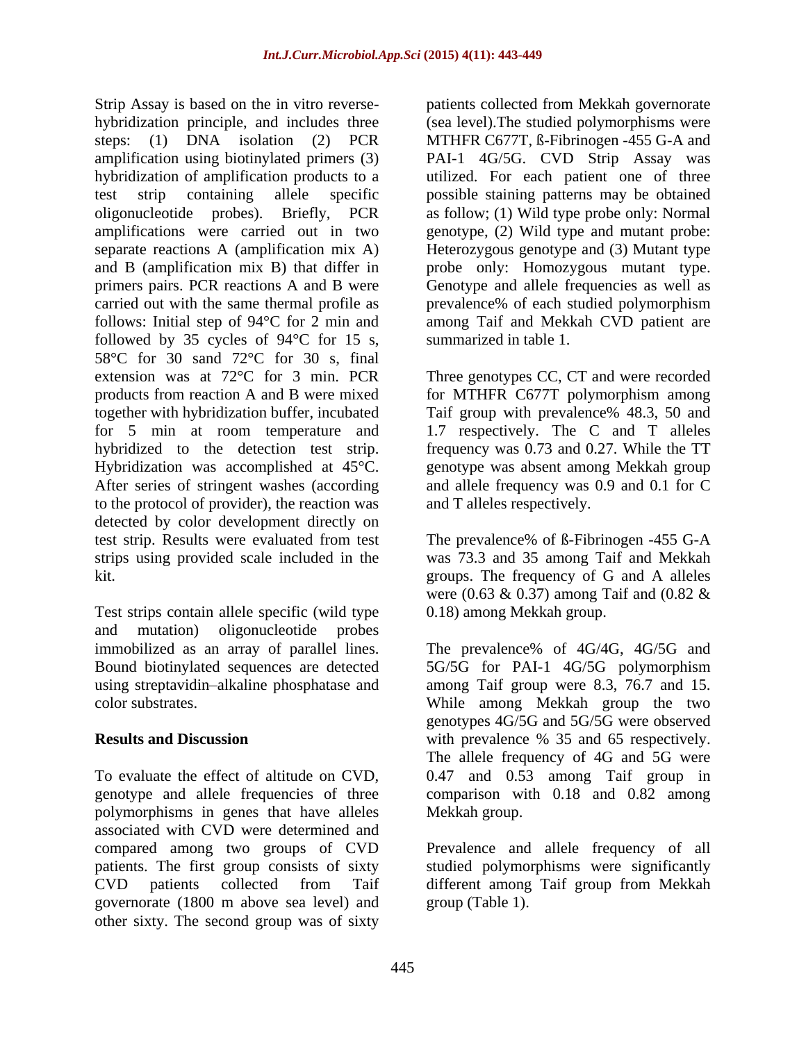Strip Assay is based on the in vitro reverse-hybridization principle, and includes three steps: (1) DNA isolation (2) PCR amplification using biotinylated primers (3) hybridization of amplification products to a test strip containing allele specific oligonucleotide probes). Briefly, PCR amplifications were carried out in two separate reactions A (amplification mix A) and B (amplification mix B) that differ in primers pairs. PCR reactions A and B were carried out with the same thermal profile as follows: Initial step of 94°C for 2 min and followed by 35 cycles of 94°C for 15 s, 58°C for 30 sand 72°C for 30 s, final extension was at 72°C for 3 min. PCR products from reaction A and B were mixed together with hybridization buffer, incubated for 5 min at room temperature and hybridized to the detection test strip. Hybridization was accomplished at 45°C. After series of stringent washes (according to the protocol of provider), the reaction was detected by color development directly on test strip. Results were evaluated from test strips using provided scale included in the kit.

Test strips contain allele specific (wild type and mutation) oligonucleotide probes immobilized as an array of parallel lines. Bound biotinylated sequences are detected using streptavidin–alkaline phosphatase and color substrates.

## Results and Discussion

To evaluate the effect of altitude on CVD, genotype and allele frequencies of three polymorphisms in genes that have alleles associated with CVD were determined and compared among two groups of CVD patients. The first group consists of sixty CVD patients collected from Taif governorate (1800 m above sea level) and other sixty. The second group was of sixty patients collected from Mekkah governorate (sea level).The studied polymorphisms were MTHFR C677T, ß-Fibrinogen -455 G-A and PAI-1 4G/5G. CVD Strip Assay was utilized. For each patient one of three possible staining patterns may be obtained as follow; (1) Wild type probe only: Normal genotype, (2) Wild type and mutant probe: Heterozygous genotype and (3) Mutant type probe only: Homozygous mutant type. Genotype and allele frequencies as well as prevalence% of each studied polymorphism among Taif and Mekkah CVD patient are summarized in table 1.

Three genotypes CC, CT and were recorded for MTHFR C677T polymorphism among Taif group with prevalence% 48.3, 50 and 1.7 respectively. The C and T alleles frequency was 0.73 and 0.27. While the TT genotype was absent among Mekkah group and allele frequency was 0.9 and 0.1 for C and T alleles respectively.

The prevalence% of ß-Fibrinogen -455 G-A was 73.3 and 35 among Taif and Mekkah groups. The frequency of G and A alleles were (0.63 & 0.37) among Taif and (0.82 & 0.18) among Mekkah group.

The prevalence% of 4G/4G, 4G/5G and 5G/5G for PAI-1 4G/5G polymorphism among Taif group were 8.3, 76.7 and 15. While among Mekkah group the two genotypes 4G/5G and 5G/5G were observed with prevalence % 35 and 65 respectively. The allele frequency of 4G and 5G were 0.47 and 0.53 among Taif group in comparison with 0.18 and 0.82 among Mekkah group.

Prevalence and allele frequency of all studied polymorphisms were significantly different among Taif group from Mekkah group (Table 1).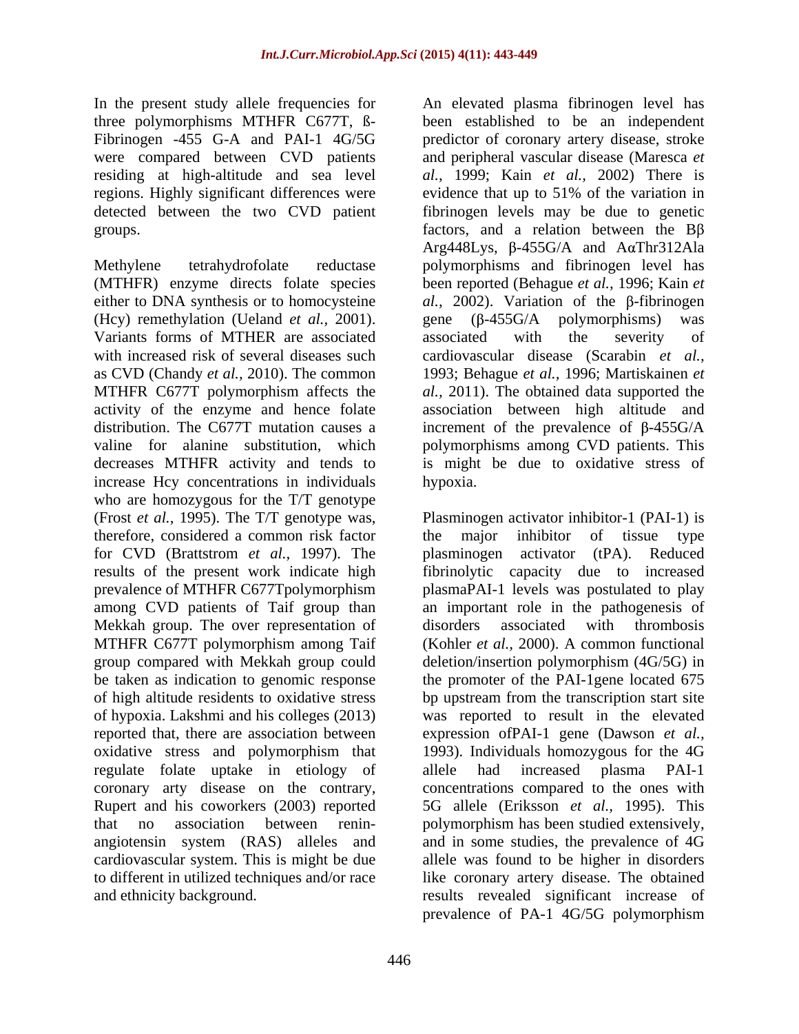In the present study allele frequencies for three polymorphisms MTHFR C677T, ß-Fibrinogen -455 G-A and PAI-1 4G/5G were compared between CVD patients residing at high-altitude and sea level regions. Highly significant differences were detected between the two CVD patient groups.

Methylene tetrahydrofolate reductase (MTHFR) enzyme directs folate species either to DNA synthesis or to homocysteine (Hcy) remethylation (Ueland *et al.,* 2001). Variants forms of MTHER are associated with increased risk of several diseases such as CVD (Chandy *et al.,* 2010). The common MTHFR C677T polymorphism affects the activity of the enzyme and hence folate distribution. The C677T mutation causes a valine for alanine substitution, which decreases MTHFR activity and tends to increase Hcy concentrations in individuals who are homozygous for the T/T genotype (Frost *et al.,* 1995). The T/T genotype was, therefore, considered a common risk factor for CVD (Brattstrom *et al.,* 1997). The results of the present work indicate high prevalence of MTHFR C677Tpolymorphism among CVD patients of Taif group than Mekkah group. The over representation of MTHFR C677T polymorphism among Taif group compared with Mekkah group could be taken as indication to genomic response of high altitude residents to oxidative stress of hypoxia. Lakshmi and his colleges (2013) reported that, there are association between oxidative stress and polymorphism that regulate folate uptake in etiology of coronary arty disease on the contrary, Rupert and his coworkers (2003) reported that no association between renin-angiotensin system (RAS) alleles and cardiovascular system. This is might be due to different in utilized techniques and/or race and ethnicity background.

An elevated plasma fibrinogen level has been established to be an independent predictor of coronary artery disease, stroke and peripheral vascular disease (Maresca *et al.,* 1999; Kain *et al.,* 2002) There is evidence that up to 51% of the variation in fibrinogen levels may be due to genetic factors, and a relation between the Bβ Arg448Lys, β-455G/A and AαThr312Ala polymorphisms and fibrinogen level has been reported (Behague *et al.,* 1996; Kain *et al.,* 2002). Variation of the β-fibrinogen gene (β-455G/A polymorphisms) was associated with the severity of cardiovascular disease (Scarabin *et al.,* 1993; Behague *et al.,* 1996; Martiskainen *et al.,* 2011). The obtained data supported the association between high altitude and increment of the prevalence of β-455G/A polymorphisms among CVD patients. This is might be due to oxidative stress of hypoxia.

Plasminogen activator inhibitor-1 (PAI-1) is the major inhibitor of tissue type plasminogen activator (tPA). Reduced fibrinolytic capacity due to increased plasmaPAI-1 levels was postulated to play an important role in the pathogenesis of disorders associated with thrombosis (Kohler *et al.,* 2000). A common functional deletion/insertion polymorphism (4G/5G) in the promoter of the PAI-1gene located 675 bp upstream from the transcription start site was reported to result in the elevated expression ofPAI-1 gene (Dawson *et al.,* 1993). Individuals homozygous for the 4G allele had increased plasma PAI-1 concentrations compared to the ones with 5G allele (Eriksson *et al.,* 1995). This polymorphism has been studied extensively, and in some studies, the prevalence of 4G allele was found to be higher in disorders like coronary artery disease. The obtained results revealed significant increase of prevalence of PA-1 4G/5G polymorphism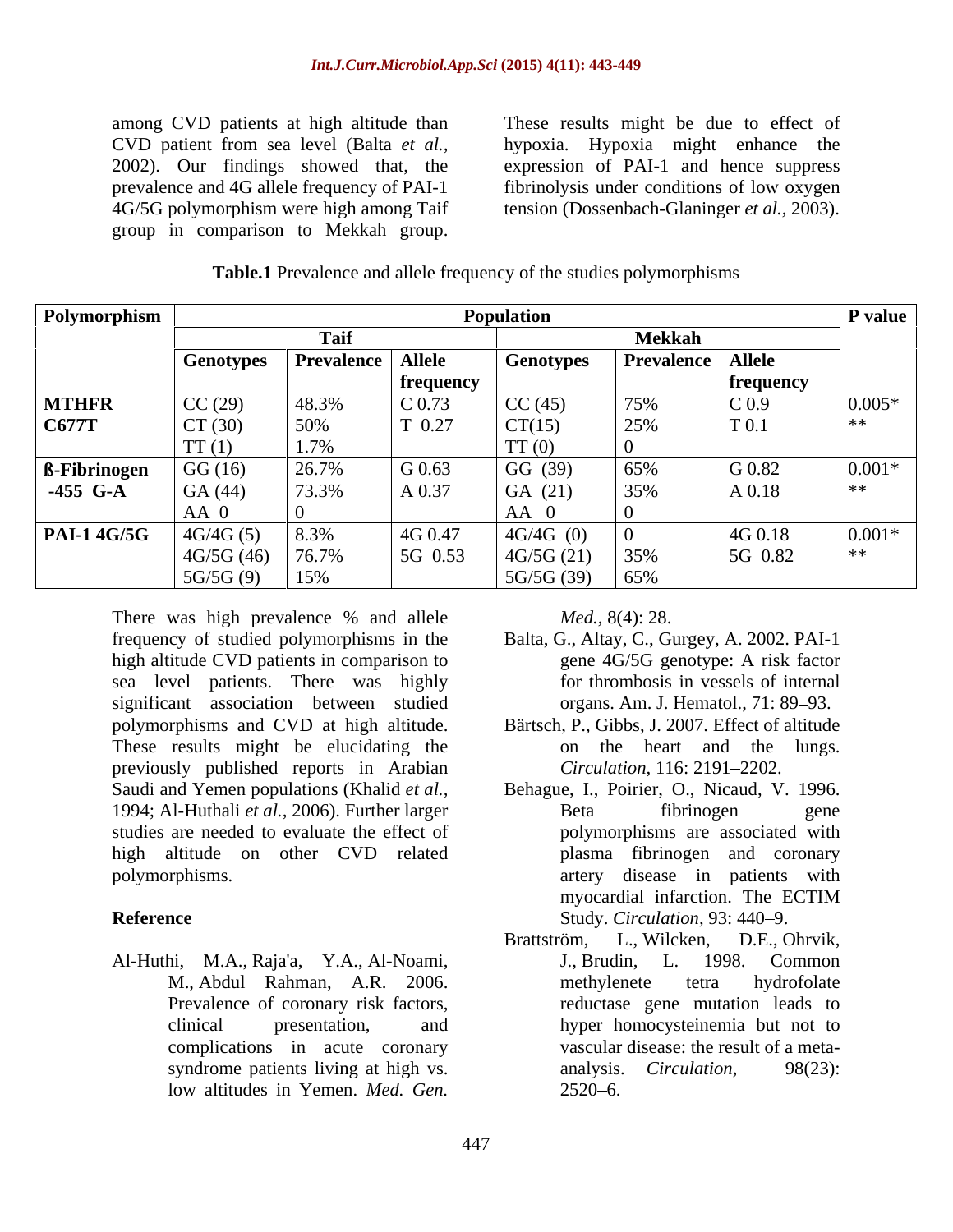among CVD patients at high altitude than CVD patient from sea level (Balta *et al.,* 2002). Our findings showed that, the prevalence and 4G allele frequency of PAI-1 4G/5G polymorphism were high among Taif group in comparison to Mekkah group. These results might be due to effect of hypoxia. Hypoxia might enhance the expression of PAI-1 and hence suppress fibrinolysis under conditions of low oxygen tension (Dossenbach-Glaninger *et al.,* 2003).

**Table.1** Prevalence and allele frequency of the studies polymorphisms

| Polymorphism | Population | | | | | | P value |
|---|---|---|---|---|---|---|---|
| | Taif | | | Mekkah | | | |
| | Genotypes | Prevalence | Allele frequency | Genotypes | Prevalence | Allele frequency | |
| MTHFR C677T | CC (29)<br>CT (30)<br>TT (1) | 48.3%<br>50%<br>1.7% | C 0.73<br>T 0.27 | CC (45)<br>CT(15)<br>TT (0) | 75%<br>25%<br>0 | C 0.9<br>T 0.1 | 0.005*** |
| ß-Fibrinogen -455 G-A | GG (16)<br>GA (44)<br>AA 0 | 26.7%<br>73.3%<br>0 | G 0.63<br>A 0.37 | GG (39)<br>GA (21)<br>AA 0 | 65%<br>35%<br>0 | G 0.82<br>A 0.18 | 0.001*** |
| PAI-1 4G/5G | 4G/4G (5)<br>4G/5G (46)<br>5G/5G (9) | 8.3%<br>76.7%<br>15% | 4G 0.47<br>5G 0.53 | 4G/4G (0)<br>4G/5G (21)<br>5G/5G (39) | 0<br>35%<br>65% | 4G 0.18<br>5G 0.82 | 0.001*** |

There was high prevalence % and allele frequency of studied polymorphisms in the high altitude CVD patients in comparison to sea level patients. There was highly significant association between studied polymorphisms and CVD at high altitude. These results might be elucidating the previously published reports in Arabian Saudi and Yemen populations (Khalid *et al.,* 1994; Al-Huthali *et al.,* 2006). Further larger studies are needed to evaluate the effect of high altitude on other CVD related polymorphisms.

## Reference

Al-Huthi, M.A., Raja'a, Y.A., Al-Noami, M., Abdul Rahman, A.R. 2006. Prevalence of coronary risk factors, clinical presentation, and complications in acute coronary syndrome patients living at high vs. low altitudes in Yemen. *Med. Gen. Med.,* 8(4): 28.

Balta, G., Altay, C., Gurgey, A. 2002. PAI-1 gene 4G/5G genotype: A risk factor for thrombosis in vessels of internal organs. Am. J. Hematol., 71: 89–93.

Bärtsch, P., Gibbs, J. 2007. Effect of altitude on the heart and the lungs. *Circulation,* 116: 2191–2202.

Behague, I., Poirier, O., Nicaud, V. 1996. Beta fibrinogen gene polymorphisms are associated with plasma fibrinogen and coronary artery disease in patients with myocardial infarction. The ECTIM Study. *Circulation,* 93: 440–9.

Brattström, L., Wilcken, D.E., Ohrvik, J., Brudin, L. 1998. Common methylenete tetra hydrofolate reductase gene mutation leads to hyper homocysteinemia but not to vascular disease: the result of a meta-analysis. *Circulation,* 98(23): 2520–6.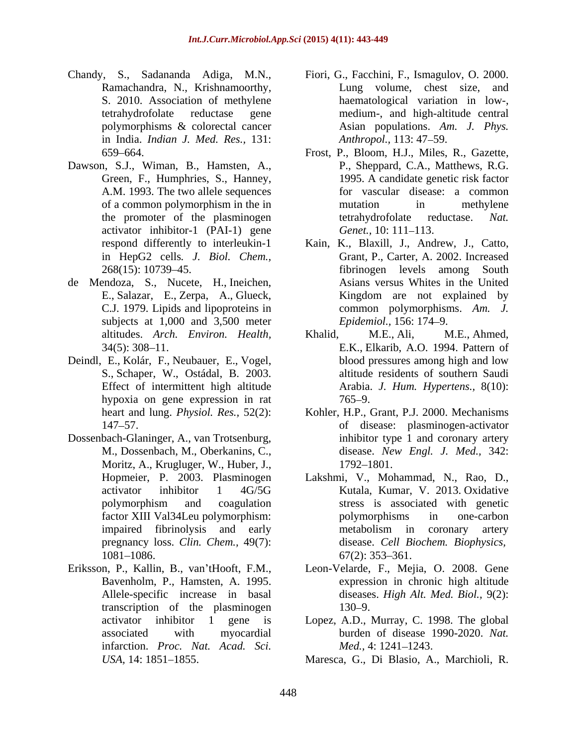Chandy, S., Sadananda Adiga, M.N., Ramachandra, N., Krishnamoorthy, S. 2010. Association of methylene tetrahydrofolate reductase gene polymorphisms & colorectal cancer in India. *Indian J. Med. Res.,* 131: 659–664.

Dawson, S.J., Wiman, B., Hamsten, A., Green, F., Humphries, S., Hanney, A.M. 1993. The two allele sequences of a common polymorphism in the in the promoter of the plasminogen activator inhibitor-1 (PAI-1) gene respond differently to interleukin-1 in HepG2 cells*. J. Biol. Chem.,* 268(15): 10739–45.

de Mendoza, S., Nucete, H., Ineichen, E., Salazar, E., Zerpa, A., Glueck, C.J. 1979. Lipids and lipoproteins in subjects at 1,000 and 3,500 meter altitudes. *Arch. Environ. Health*, 34(5): 308–11.

Deindl, E., Kolár, F., Neubauer, E., Vogel, S., Schaper, W., Ostádal, B. 2003. Effect of intermittent high altitude hypoxia on gene expression in rat heart and lung. *Physiol. Res.,* 52(2): 147–57.

Dossenbach-Glaninger, A., van Trotsenburg, M., Dossenbach, M., Oberkanins, C., Moritz, A., Krugluger, W., Huber, J., Hopmeier, P. 2003. Plasminogen activator inhibitor 1 4G/5G polymorphism and coagulation factor XIII Val34Leu polymorphism: impaired fibrinolysis and early pregnancy loss. *Clin. Chem.,* 49(7): 1081–1086.

Eriksson, P., Kallin, B., van'tHooft, F.M., Bavenholm, P., Hamsten, A. 1995. Allele-specific increase in basal transcription of the plasminogen activator inhibitor 1 gene is associated with myocardial infarction. *Proc. Nat. Acad. Sci. USA,* 14: 1851–1855.

Fiori, G., Facchini, F., Ismagulov, O. 2000. Lung volume, chest size, and haematological variation in low-, medium-, and high-altitude central Asian populations. *Am. J. Phys. Anthropol.,* 113: 47–59.

Frost, P., Bloom, H.J., Miles, R., Gazette, P., Sheppard, C.A., Matthews, R.G. 1995. A candidate genetic risk factor for vascular disease: a common mutation in methylene tetrahydrofolate reductase. *Nat. Genet.,* 10: 111–113.

Kain, K., Blaxill, J., Andrew, J., Catto, Grant, P., Carter, A. 2002. Increased fibrinogen levels among South Asians versus Whites in the United Kingdom are not explained by common polymorphisms. *Am. J. Epidemiol.,* 156: 174–9.

Khalid, M.E., Ali, M.E., Ahmed, E.K., Elkarib, A.O. 1994. Pattern of blood pressures among high and low altitude residents of southern Saudi Arabia. *J. Hum. Hypertens.,* 8(10): 765–9.

Kohler, H.P., Grant, P.J. 2000. Mechanisms of disease: plasminogen-activator inhibitor type 1 and coronary artery disease. *New Engl. J. Med.,* 342: 1792–1801.

Lakshmi, V., Mohammad, N., Rao, D., Kutala, Kumar, V. 2013. Oxidative stress is associated with genetic polymorphisms in one-carbon metabolism in coronary artery disease. *Cell Biochem. Biophysics,* 67(2): 353–361.

Leon-Velarde, F., Mejia, O. 2008. Gene expression in chronic high altitude diseases. *High Alt. Med. Biol.,* 9(2): 130–9.

Lopez, A.D., Murray, C. 1998. The global burden of disease 1990-2020. *Nat. Med.,* 4: 1241–1243.

Maresca, G., Di Blasio, A., Marchioli, R.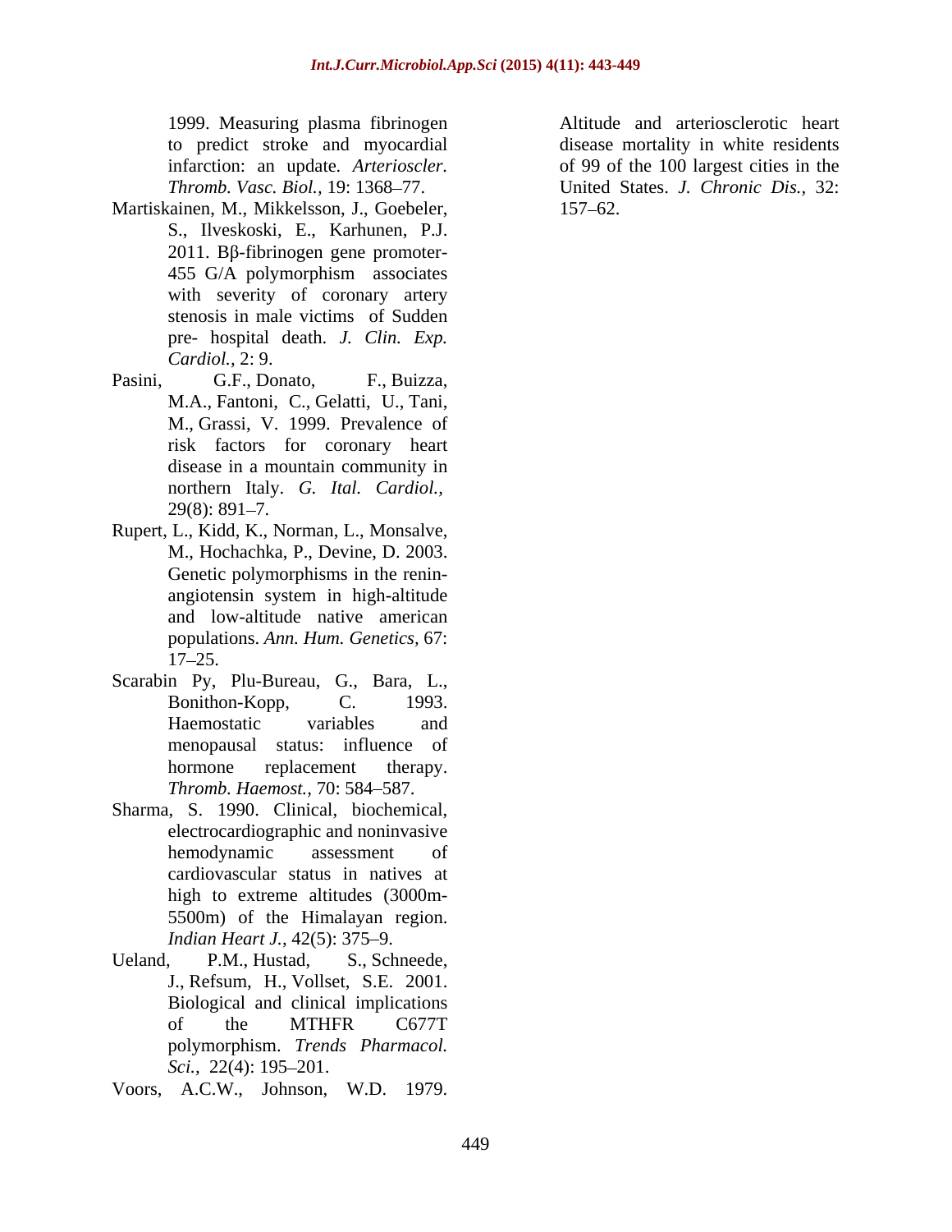1999. Measuring plasma fibrinogen to predict stroke and myocardial infarction: an update. *Arterioscler. Thromb. Vasc. Biol.,* 19: 1368–77.

Martiskainen, M., Mikkelsson, J., Goebeler, S., Ilveskoski, E., Karhunen, P.J. 2011. Bβ-fibrinogen gene promoter-455 G/A polymorphism associates with severity of coronary artery stenosis in male victims of Sudden pre- hospital death. *J. Clin. Exp. Cardiol.,* 2: 9.

Pasini, G.F., Donato, F., Buizza, M.A., Fantoni, C., Gelatti, U., Tani, M., Grassi, V. 1999. Prevalence of risk factors for coronary heart disease in a mountain community in northern Italy. *G. Ital. Cardiol.,* 29(8): 891–7.

Rupert, L., Kidd, K., Norman, L., Monsalve, M., Hochachka, P., Devine, D. 2003. Genetic polymorphisms in the renin-angiotensin system in high-altitude and low-altitude native american populations. *Ann. Hum. Genetics,* 67: 17–25.

Scarabin Py, Plu-Bureau, G., Bara, L., Bonithon-Kopp, C. 1993. Haemostatic variables and menopausal status: influence of hormone replacement therapy. *Thromb. Haemost.,* 70: 584–587.

Sharma, S. 1990. Clinical, biochemical, electrocardiographic and noninvasive hemodynamic assessment of cardiovascular status in natives at high to extreme altitudes (3000m-5500m) of the Himalayan region. *Indian Heart J.,* 42(5): 375–9.

Ueland, P.M., Hustad, S., Schneede, J., Refsum, H., Vollset, S.E. 2001. Biological and clinical implications of the MTHFR C677T polymorphism. *Trends Pharmacol. Sci.,* 22(4): 195–201.

Voors, A.C.W., Johnson, W.D. 1979. Altitude and arteriosclerotic heart disease mortality in white residents of 99 of the 100 largest cities in the United States. *J. Chronic Dis.,* 32: 157–62.